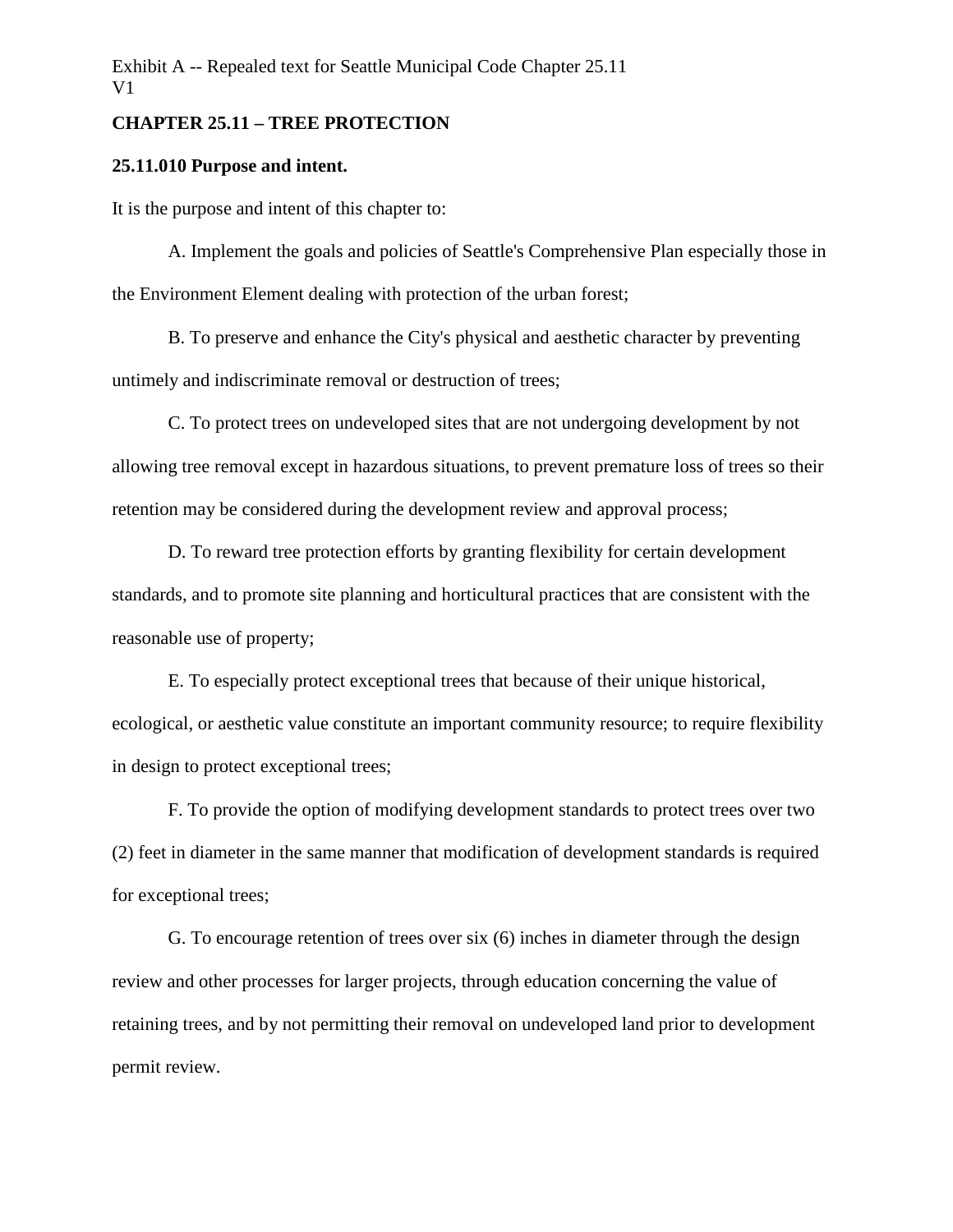Exhibit A -- Repealed text for Seattle Municipal Code Chapter 25.11
V1

# CHAPTER 25.11 – TREE PROTECTION

## 25.11.010 Purpose and intent.

It is the purpose and intent of this chapter to:

A. Implement the goals and policies of Seattle's Comprehensive Plan especially those in the Environment Element dealing with protection of the urban forest;

B. To preserve and enhance the City's physical and aesthetic character by preventing untimely and indiscriminate removal or destruction of trees;

C. To protect trees on undeveloped sites that are not undergoing development by not allowing tree removal except in hazardous situations, to prevent premature loss of trees so their retention may be considered during the development review and approval process;

D. To reward tree protection efforts by granting flexibility for certain development standards, and to promote site planning and horticultural practices that are consistent with the reasonable use of property;

E. To especially protect exceptional trees that because of their unique historical, ecological, or aesthetic value constitute an important community resource; to require flexibility in design to protect exceptional trees;

F. To provide the option of modifying development standards to protect trees over two (2) feet in diameter in the same manner that modification of development standards is required for exceptional trees;

G. To encourage retention of trees over six (6) inches in diameter through the design review and other processes for larger projects, through education concerning the value of retaining trees, and by not permitting their removal on undeveloped land prior to development permit review.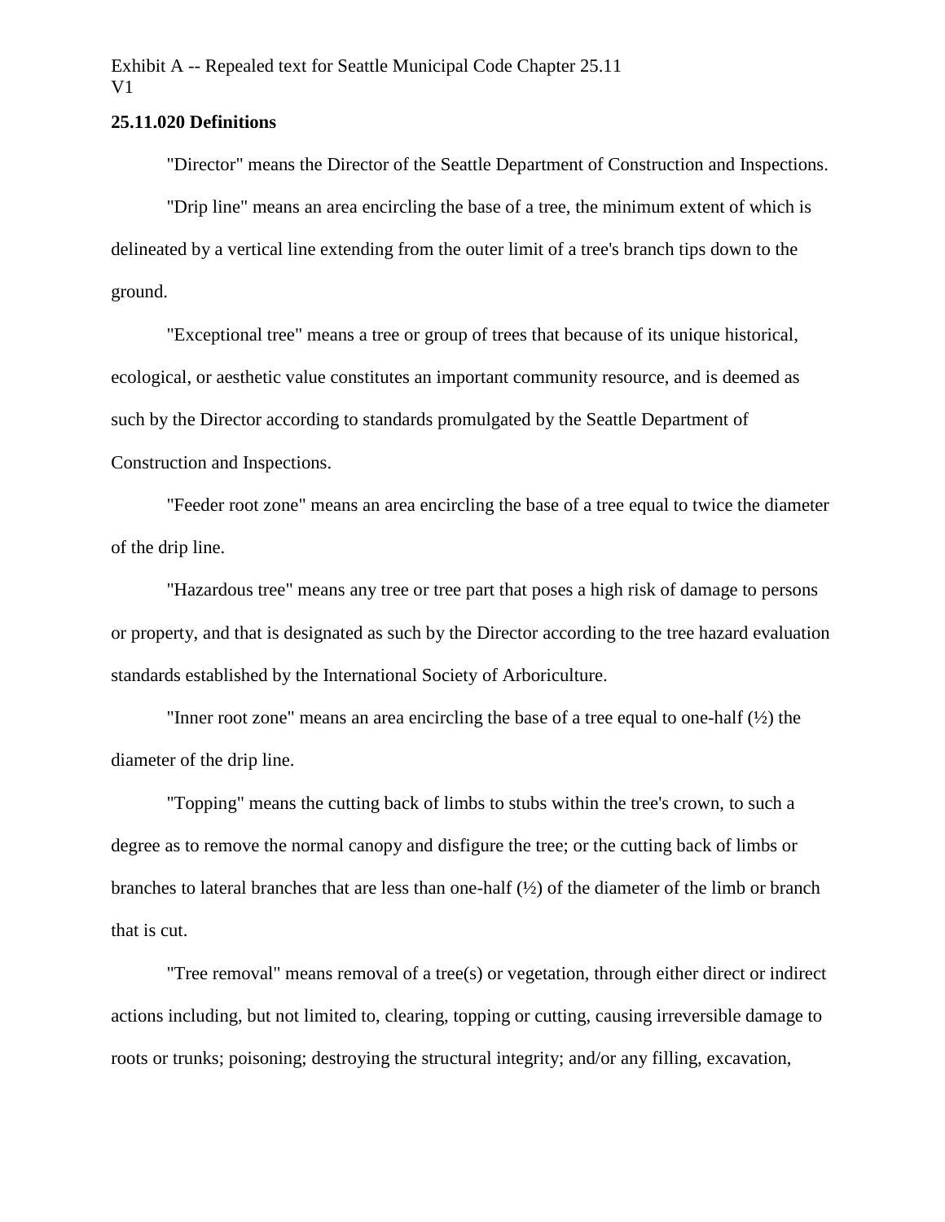## 25.11.020 Definitions

"Director" means the Director of the Seattle Department of Construction and Inspections.

"Drip line" means an area encircling the base of a tree, the minimum extent of which is delineated by a vertical line extending from the outer limit of a tree's branch tips down to the ground.

"Exceptional tree" means a tree or group of trees that because of its unique historical, ecological, or aesthetic value constitutes an important community resource, and is deemed as such by the Director according to standards promulgated by the Seattle Department of Construction and Inspections.

"Feeder root zone" means an area encircling the base of a tree equal to twice the diameter of the drip line.

"Hazardous tree" means any tree or tree part that poses a high risk of damage to persons or property, and that is designated as such by the Director according to the tree hazard evaluation standards established by the International Society of Arboriculture.

"Inner root zone" means an area encircling the base of a tree equal to one-half (½) the diameter of the drip line.

"Topping" means the cutting back of limbs to stubs within the tree's crown, to such a degree as to remove the normal canopy and disfigure the tree; or the cutting back of limbs or branches to lateral branches that are less than one-half (½) of the diameter of the limb or branch that is cut.

"Tree removal" means removal of a tree(s) or vegetation, through either direct or indirect actions including, but not limited to, clearing, topping or cutting, causing irreversible damage to roots or trunks; poisoning; destroying the structural integrity; and/or any filling, excavation,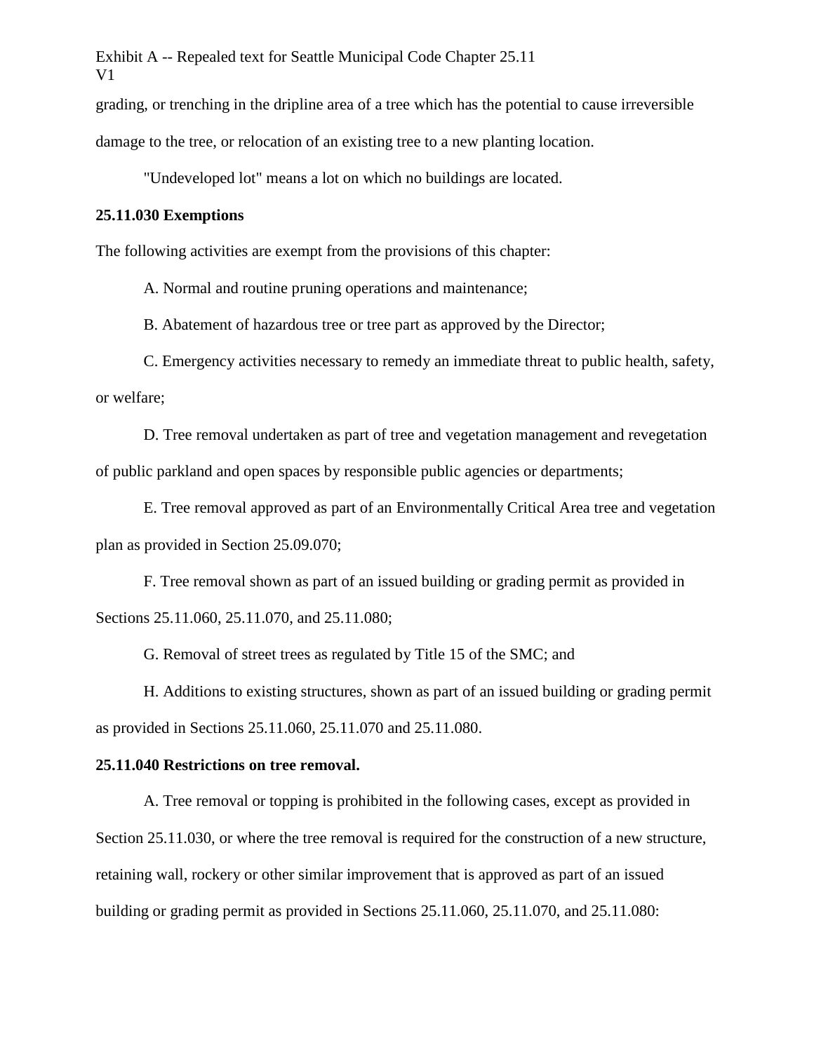grading, or trenching in the dripline area of a tree which has the potential to cause irreversible damage to the tree, or relocation of an existing tree to a new planting location.

"Undeveloped lot" means a lot on which no buildings are located.

**25.11.030 Exemptions**

The following activities are exempt from the provisions of this chapter:

A. Normal and routine pruning operations and maintenance;

B. Abatement of hazardous tree or tree part as approved by the Director;

C. Emergency activities necessary to remedy an immediate threat to public health, safety, or welfare;

D. Tree removal undertaken as part of tree and vegetation management and revegetation of public parkland and open spaces by responsible public agencies or departments;

E. Tree removal approved as part of an Environmentally Critical Area tree and vegetation plan as provided in Section 25.09.070;

F. Tree removal shown as part of an issued building or grading permit as provided in Sections 25.11.060, 25.11.070, and 25.11.080;

G. Removal of street trees as regulated by Title 15 of the SMC; and

H. Additions to existing structures, shown as part of an issued building or grading permit as provided in Sections 25.11.060, 25.11.070 and 25.11.080.

**25.11.040 Restrictions on tree removal.**

A. Tree removal or topping is prohibited in the following cases, except as provided in Section 25.11.030, or where the tree removal is required for the construction of a new structure, retaining wall, rockery or other similar improvement that is approved as part of an issued building or grading permit as provided in Sections 25.11.060, 25.11.070, and 25.11.080: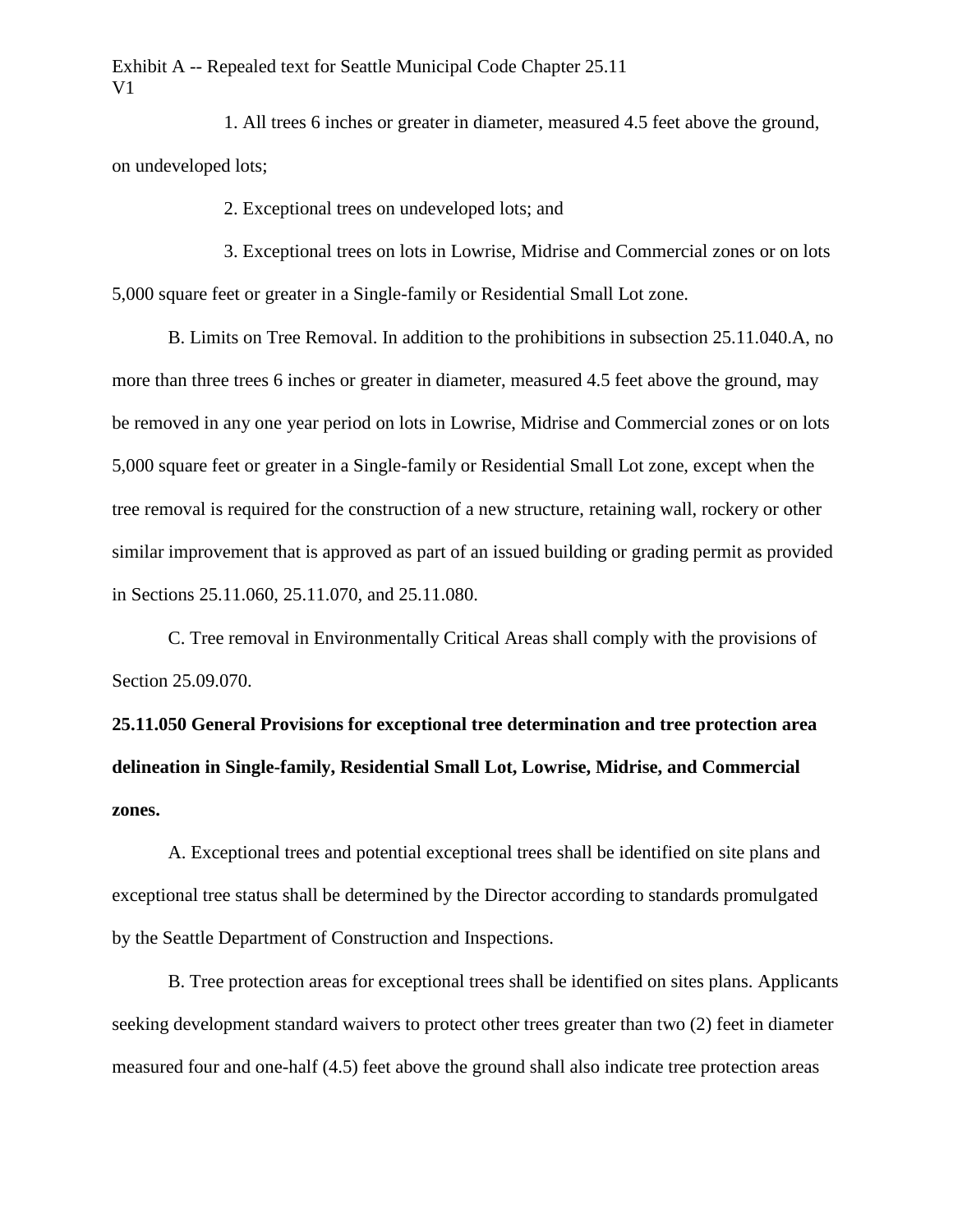1. All trees 6 inches or greater in diameter, measured 4.5 feet above the ground, on undeveloped lots;

2. Exceptional trees on undeveloped lots; and

3. Exceptional trees on lots in Lowrise, Midrise and Commercial zones or on lots 5,000 square feet or greater in a Single-family or Residential Small Lot zone.

B. Limits on Tree Removal. In addition to the prohibitions in subsection 25.11.040.A, no more than three trees 6 inches or greater in diameter, measured 4.5 feet above the ground, may be removed in any one year period on lots in Lowrise, Midrise and Commercial zones or on lots 5,000 square feet or greater in a Single-family or Residential Small Lot zone, except when the tree removal is required for the construction of a new structure, retaining wall, rockery or other similar improvement that is approved as part of an issued building or grading permit as provided in Sections 25.11.060, 25.11.070, and 25.11.080.

C. Tree removal in Environmentally Critical Areas shall comply with the provisions of Section 25.09.070.

**25.11.050 General Provisions for exceptional tree determination and tree protection area delineation in Single-family, Residential Small Lot, Lowrise, Midrise, and Commercial zones.**

A. Exceptional trees and potential exceptional trees shall be identified on site plans and exceptional tree status shall be determined by the Director according to standards promulgated by the Seattle Department of Construction and Inspections.

B. Tree protection areas for exceptional trees shall be identified on sites plans. Applicants seeking development standard waivers to protect other trees greater than two (2) feet in diameter measured four and one-half (4.5) feet above the ground shall also indicate tree protection areas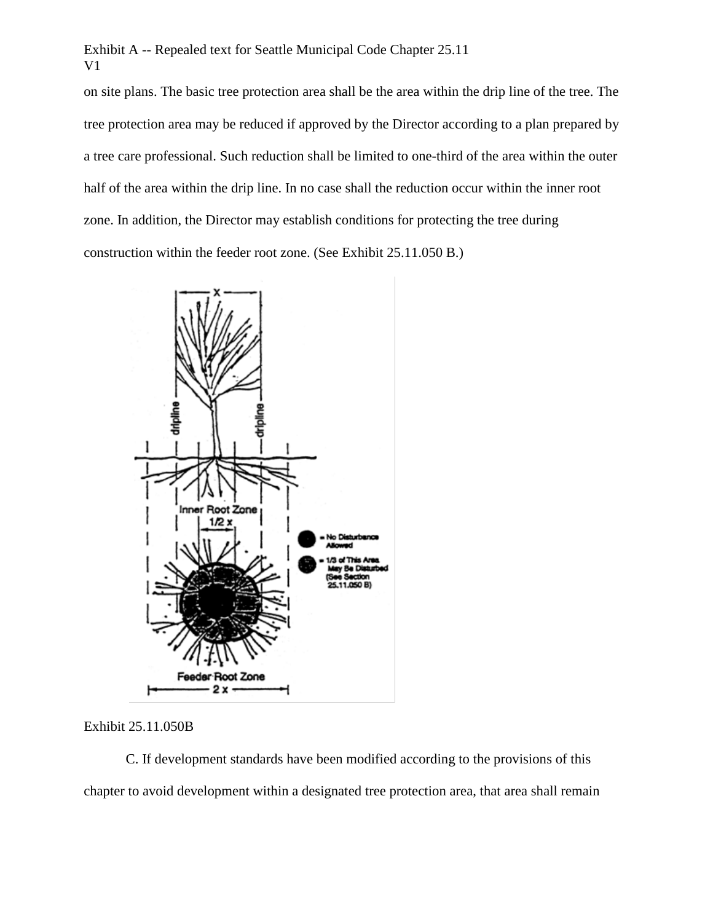on site plans. The basic tree protection area shall be the area within the drip line of the tree. The tree protection area may be reduced if approved by the Director according to a plan prepared by a tree care professional. Such reduction shall be limited to one-third of the area within the outer half of the area within the drip line. In no case shall the reduction occur within the inner root zone. In addition, the Director may establish conditions for protecting the tree during construction within the feeder root zone. (See Exhibit 25.11.050 B.)

Exhibit 25.11.050B

C. If development standards have been modified according to the provisions of this chapter to avoid development within a designated tree protection area, that area shall remain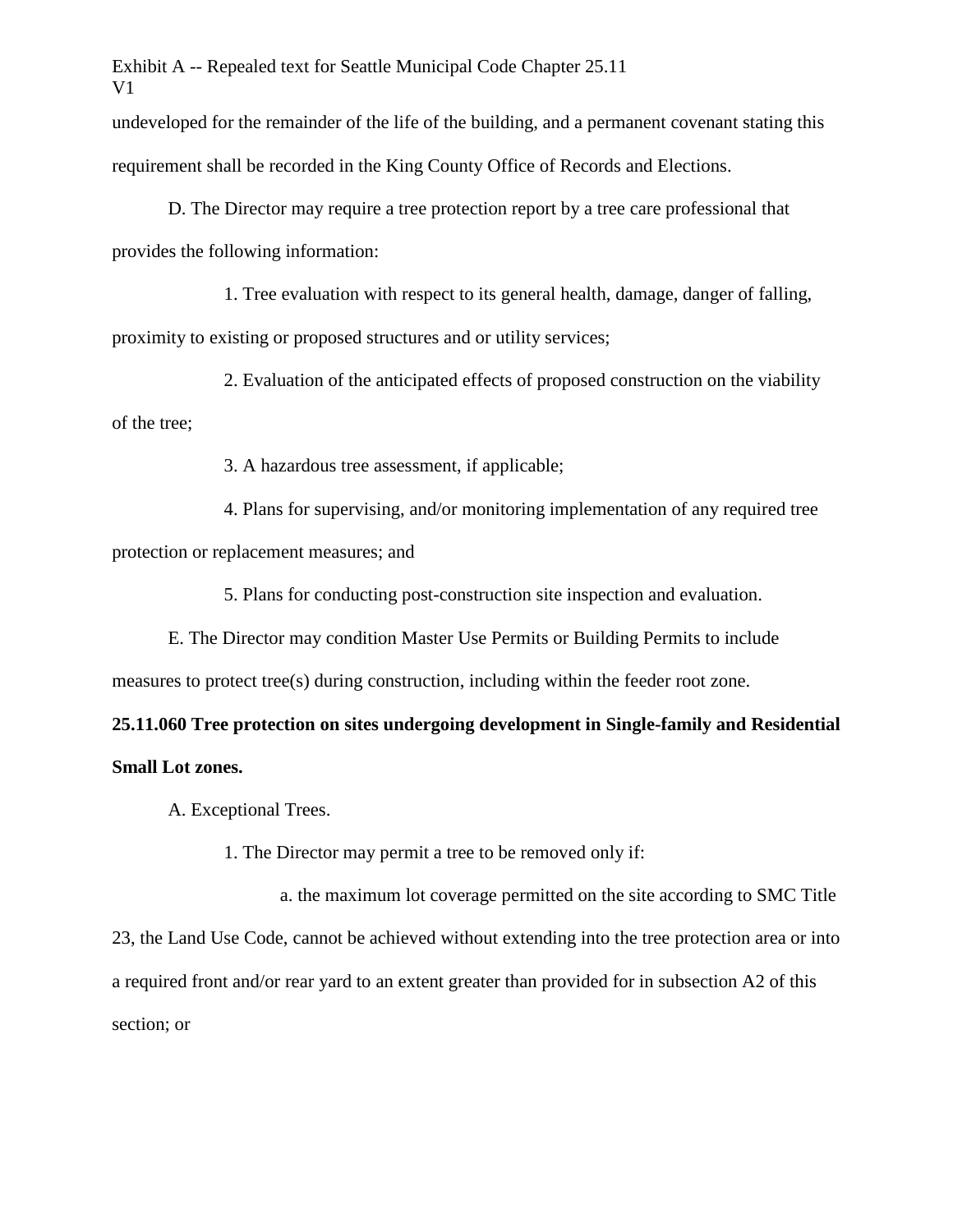undeveloped for the remainder of the life of the building, and a permanent covenant stating this requirement shall be recorded in the King County Office of Records and Elections.

D. The Director may require a tree protection report by a tree care professional that provides the following information:

1. Tree evaluation with respect to its general health, damage, danger of falling, proximity to existing or proposed structures and or utility services;

2. Evaluation of the anticipated effects of proposed construction on the viability of the tree;

3. A hazardous tree assessment, if applicable;

4. Plans for supervising, and/or monitoring implementation of any required tree protection or replacement measures; and

5. Plans for conducting post-construction site inspection and evaluation.

E. The Director may condition Master Use Permits or Building Permits to include measures to protect tree(s) during construction, including within the feeder root zone.

**25.11.060 Tree protection on sites undergoing development in Single-family and Residential Small Lot zones.**

A. Exceptional Trees.

1. The Director may permit a tree to be removed only if:

a. the maximum lot coverage permitted on the site according to SMC Title 23, the Land Use Code, cannot be achieved without extending into the tree protection area or into a required front and/or rear yard to an extent greater than provided for in subsection A2 of this section; or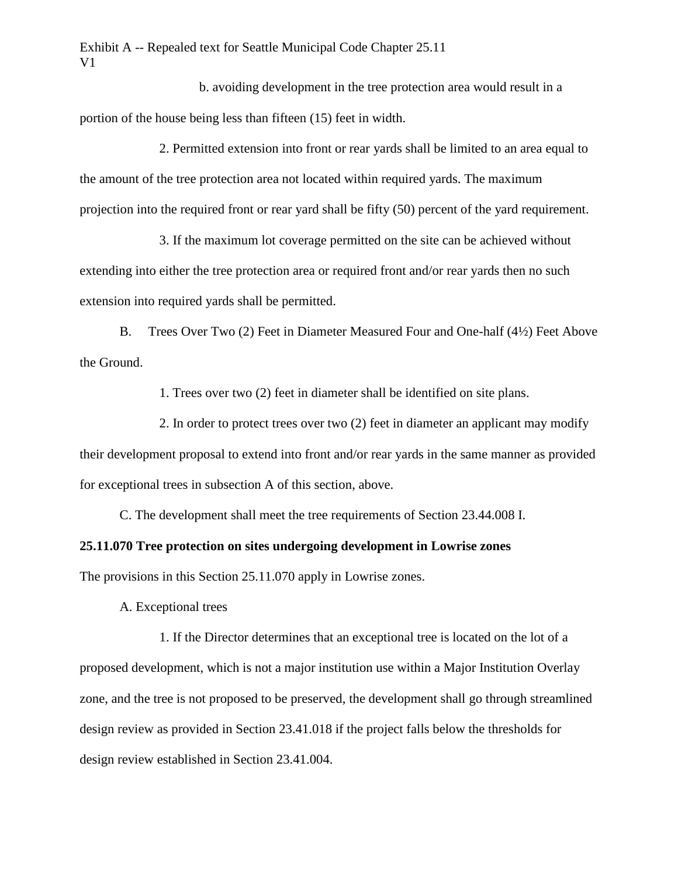b. avoiding development in the tree protection area would result in a portion of the house being less than fifteen (15) feet in width.

2. Permitted extension into front or rear yards shall be limited to an area equal to the amount of the tree protection area not located within required yards. The maximum projection into the required front or rear yard shall be fifty (50) percent of the yard requirement.

3. If the maximum lot coverage permitted on the site can be achieved without extending into either the tree protection area or required front and/or rear yards then no such extension into required yards shall be permitted.

B. Trees Over Two (2) Feet in Diameter Measured Four and One-half (4½) Feet Above the Ground.

1. Trees over two (2) feet in diameter shall be identified on site plans.

2. In order to protect trees over two (2) feet in diameter an applicant may modify their development proposal to extend into front and/or rear yards in the same manner as provided for exceptional trees in subsection A of this section, above.

C. The development shall meet the tree requirements of Section 23.44.008 I.

**25.11.070 Tree protection on sites undergoing development in Lowrise zones**

The provisions in this Section 25.11.070 apply in Lowrise zones.

A. Exceptional trees

1. If the Director determines that an exceptional tree is located on the lot of a proposed development, which is not a major institution use within a Major Institution Overlay zone, and the tree is not proposed to be preserved, the development shall go through streamlined design review as provided in Section 23.41.018 if the project falls below the thresholds for design review established in Section 23.41.004.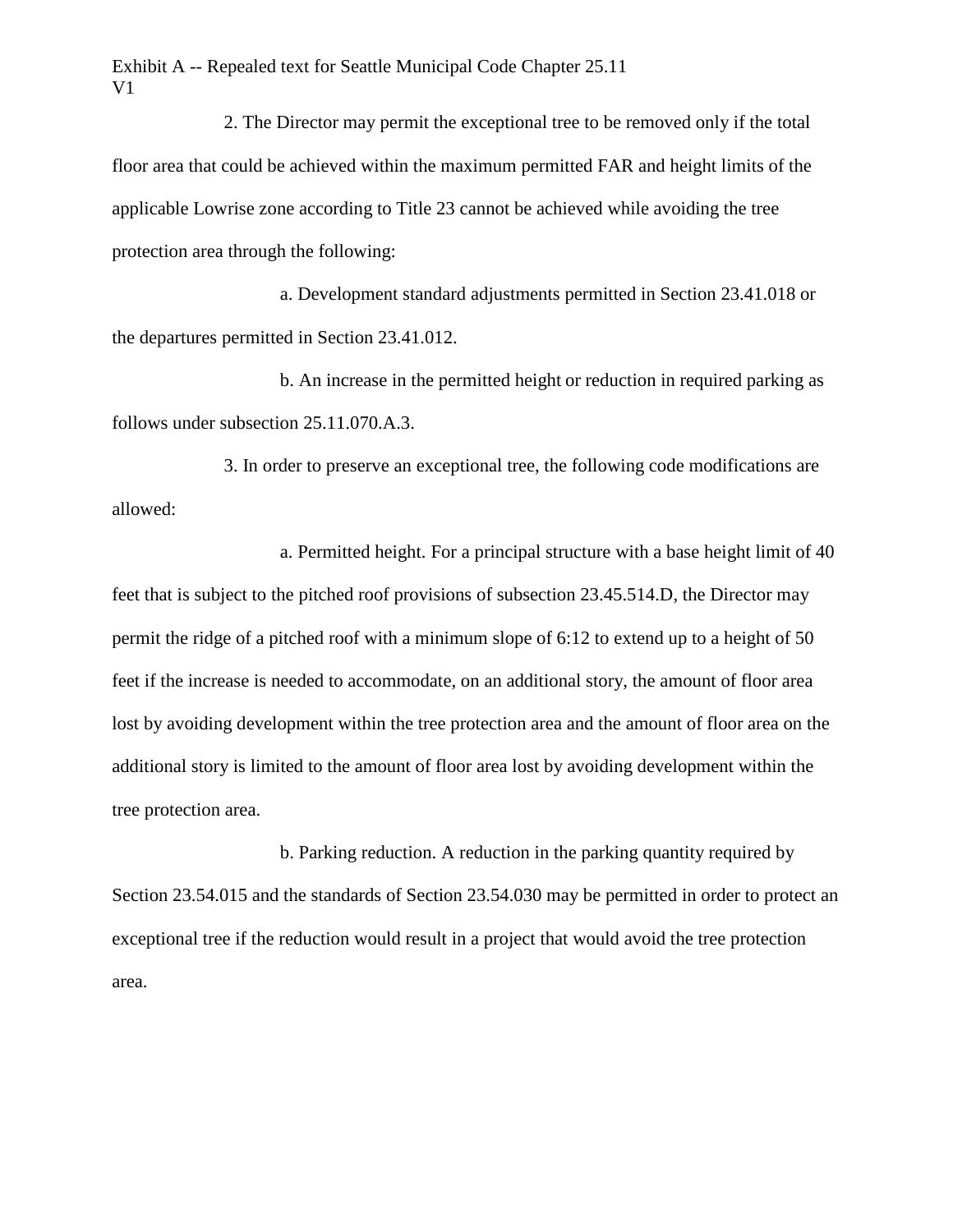2. The Director may permit the exceptional tree to be removed only if the total floor area that could be achieved within the maximum permitted FAR and height limits of the applicable Lowrise zone according to Title 23 cannot be achieved while avoiding the tree protection area through the following:

a. Development standard adjustments permitted in Section 23.41.018 or the departures permitted in Section 23.41.012.

b. An increase in the permitted height or reduction in required parking as follows under subsection 25.11.070.A.3.

3. In order to preserve an exceptional tree, the following code modifications are allowed:

a. Permitted height. For a principal structure with a base height limit of 40 feet that is subject to the pitched roof provisions of subsection 23.45.514.D, the Director may permit the ridge of a pitched roof with a minimum slope of 6:12 to extend up to a height of 50 feet if the increase is needed to accommodate, on an additional story, the amount of floor area lost by avoiding development within the tree protection area and the amount of floor area on the additional story is limited to the amount of floor area lost by avoiding development within the tree protection area.

b. Parking reduction. A reduction in the parking quantity required by Section 23.54.015 and the standards of Section 23.54.030 may be permitted in order to protect an exceptional tree if the reduction would result in a project that would avoid the tree protection area.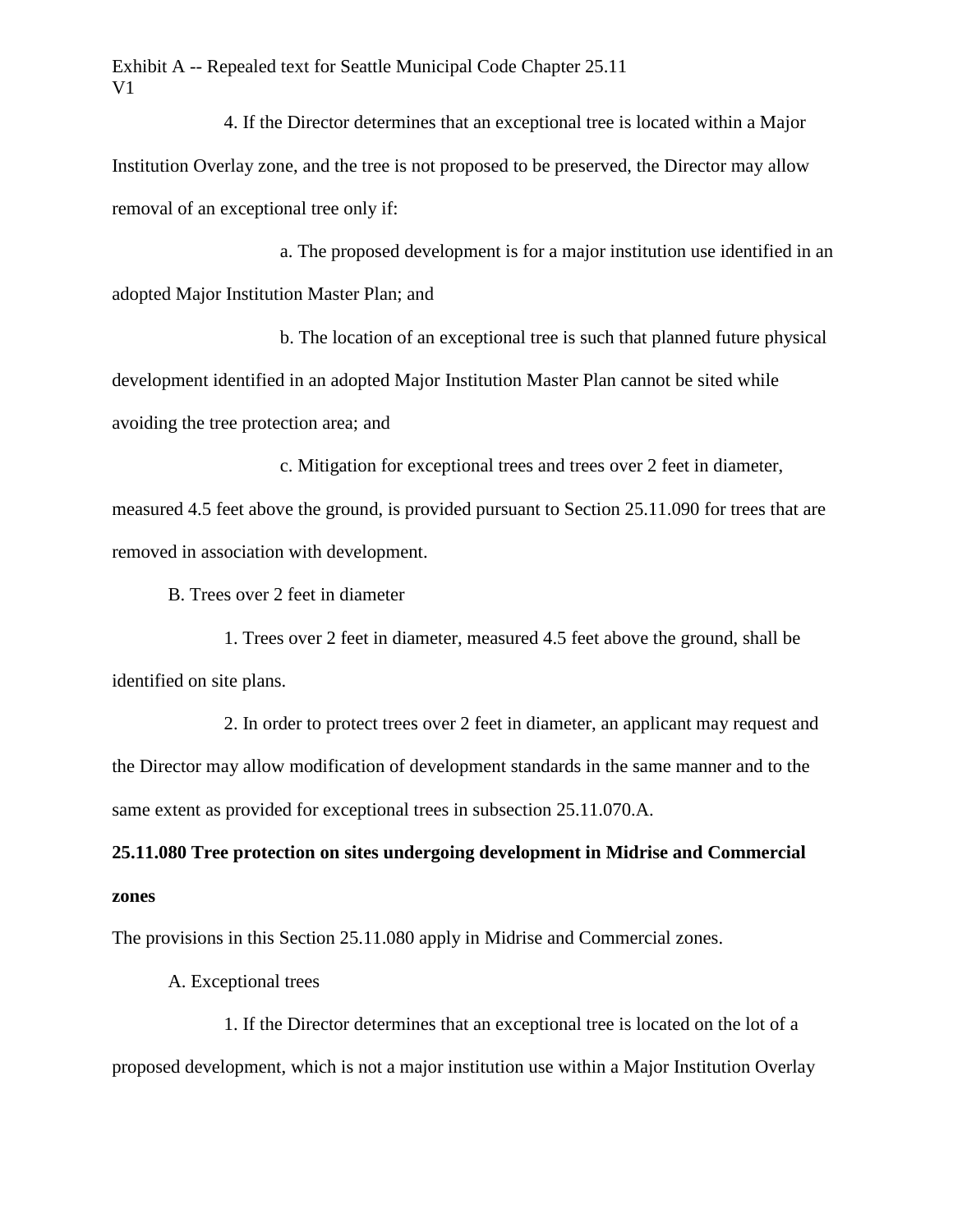4. If the Director determines that an exceptional tree is located within a Major Institution Overlay zone, and the tree is not proposed to be preserved, the Director may allow removal of an exceptional tree only if:

a. The proposed development is for a major institution use identified in an adopted Major Institution Master Plan; and

b. The location of an exceptional tree is such that planned future physical development identified in an adopted Major Institution Master Plan cannot be sited while avoiding the tree protection area; and

c. Mitigation for exceptional trees and trees over 2 feet in diameter, measured 4.5 feet above the ground, is provided pursuant to Section 25.11.090 for trees that are removed in association with development.

B. Trees over 2 feet in diameter

1. Trees over 2 feet in diameter, measured 4.5 feet above the ground, shall be identified on site plans.

2. In order to protect trees over 2 feet in diameter, an applicant may request and the Director may allow modification of development standards in the same manner and to the same extent as provided for exceptional trees in subsection 25.11.070.A.

**25.11.080 Tree protection on sites undergoing development in Midrise and Commercial zones**

The provisions in this Section 25.11.080 apply in Midrise and Commercial zones.

A. Exceptional trees

1. If the Director determines that an exceptional tree is located on the lot of a proposed development, which is not a major institution use within a Major Institution Overlay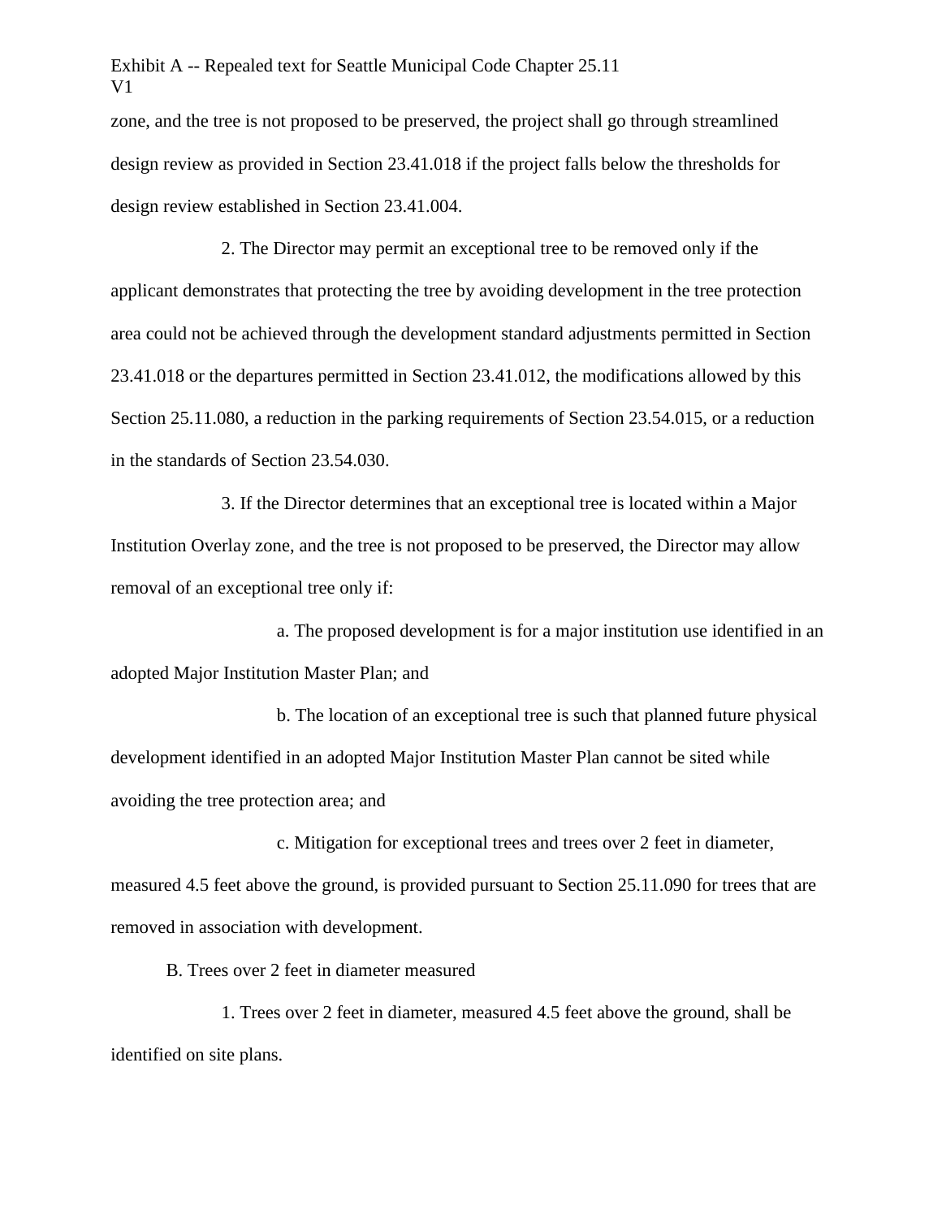zone, and the tree is not proposed to be preserved, the project shall go through streamlined design review as provided in Section 23.41.018 if the project falls below the thresholds for design review established in Section 23.41.004.

2. The Director may permit an exceptional tree to be removed only if the applicant demonstrates that protecting the tree by avoiding development in the tree protection area could not be achieved through the development standard adjustments permitted in Section 23.41.018 or the departures permitted in Section 23.41.012, the modifications allowed by this Section 25.11.080, a reduction in the parking requirements of Section 23.54.015, or a reduction in the standards of Section 23.54.030.

3. If the Director determines that an exceptional tree is located within a Major Institution Overlay zone, and the tree is not proposed to be preserved, the Director may allow removal of an exceptional tree only if:

a. The proposed development is for a major institution use identified in an adopted Major Institution Master Plan; and

b. The location of an exceptional tree is such that planned future physical development identified in an adopted Major Institution Master Plan cannot be sited while avoiding the tree protection area; and

c. Mitigation for exceptional trees and trees over 2 feet in diameter, measured 4.5 feet above the ground, is provided pursuant to Section 25.11.090 for trees that are removed in association with development.

B. Trees over 2 feet in diameter measured

1. Trees over 2 feet in diameter, measured 4.5 feet above the ground, shall be identified on site plans.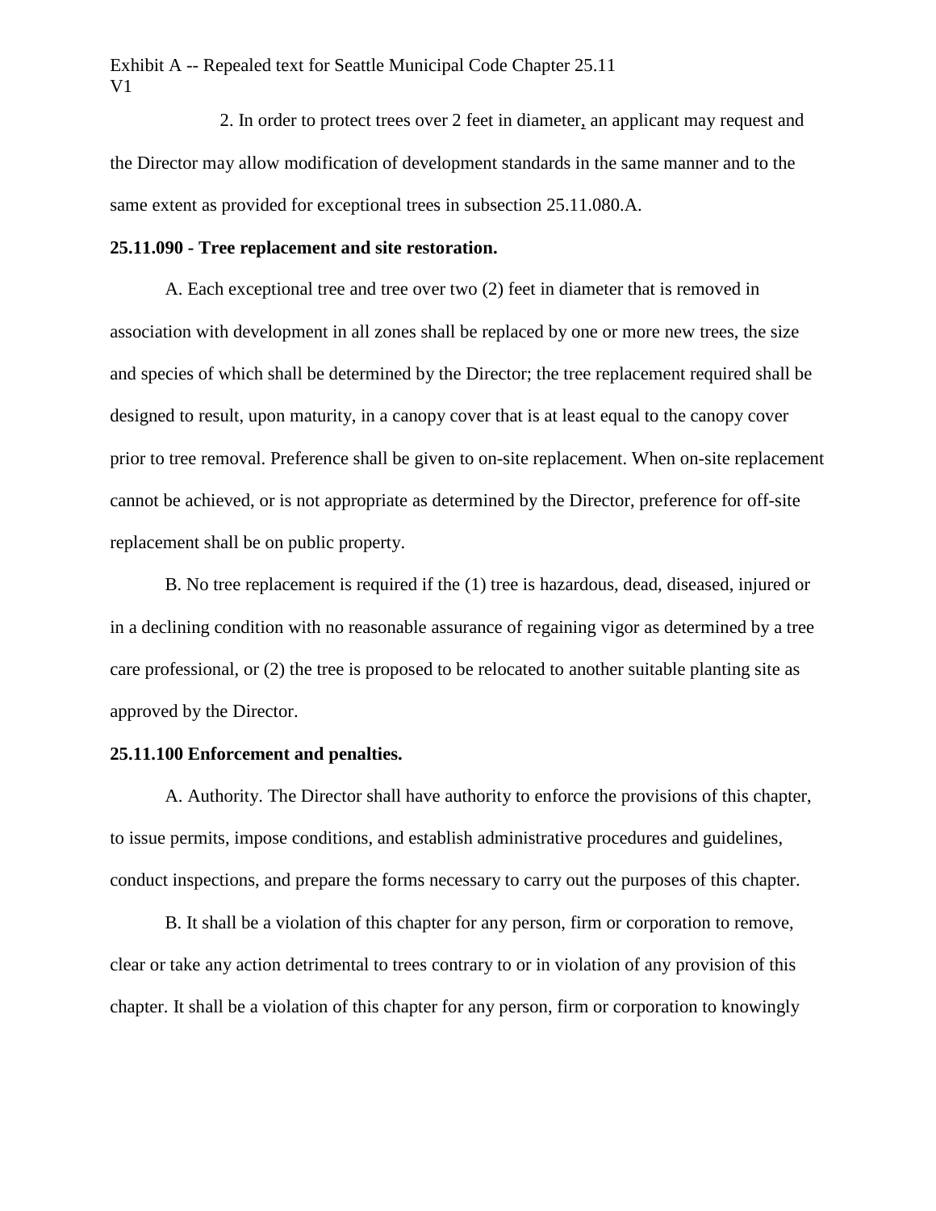2. In order to protect trees over 2 feet in diameter, an applicant may request and the Director may allow modification of development standards in the same manner and to the same extent as provided for exceptional trees in subsection 25.11.080.A.

**25.11.090 - Tree replacement and site restoration.**

A. Each exceptional tree and tree over two (2) feet in diameter that is removed in association with development in all zones shall be replaced by one or more new trees, the size and species of which shall be determined by the Director; the tree replacement required shall be designed to result, upon maturity, in a canopy cover that is at least equal to the canopy cover prior to tree removal. Preference shall be given to on-site replacement. When on-site replacement cannot be achieved, or is not appropriate as determined by the Director, preference for off-site replacement shall be on public property.

B. No tree replacement is required if the (1) tree is hazardous, dead, diseased, injured or in a declining condition with no reasonable assurance of regaining vigor as determined by a tree care professional, or (2) the tree is proposed to be relocated to another suitable planting site as approved by the Director.

**25.11.100 Enforcement and penalties.**

A. Authority. The Director shall have authority to enforce the provisions of this chapter, to issue permits, impose conditions, and establish administrative procedures and guidelines, conduct inspections, and prepare the forms necessary to carry out the purposes of this chapter.

B. It shall be a violation of this chapter for any person, firm or corporation to remove, clear or take any action detrimental to trees contrary to or in violation of any provision of this chapter. It shall be a violation of this chapter for any person, firm or corporation to knowingly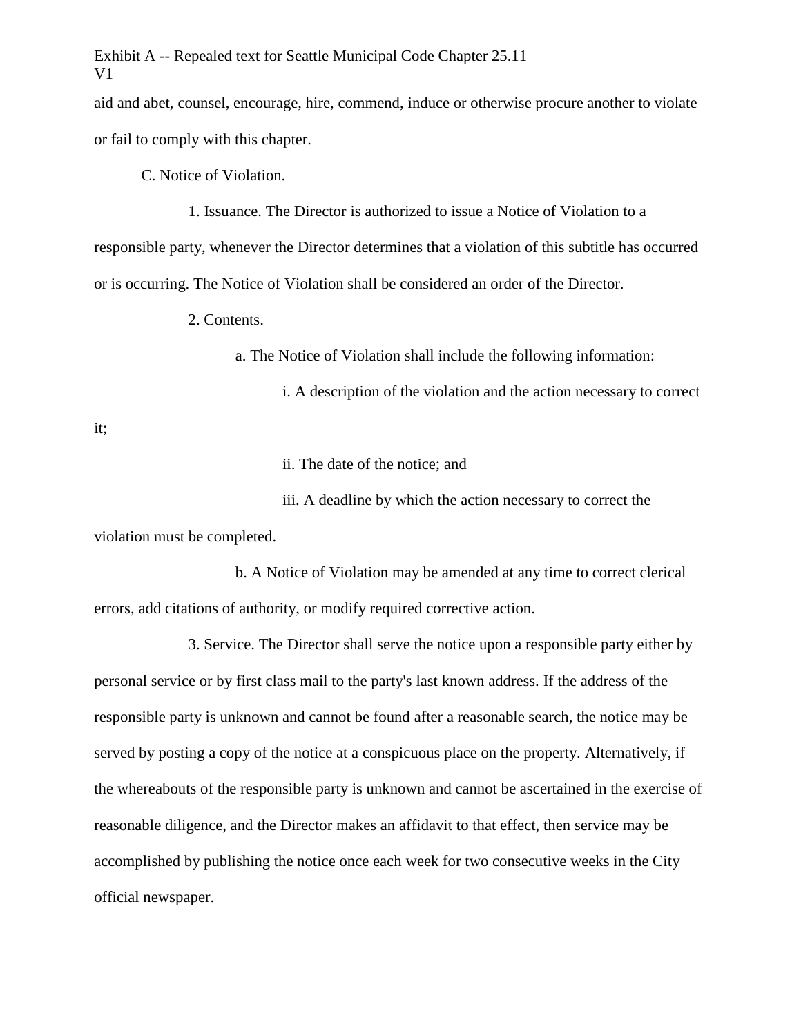aid and abet, counsel, encourage, hire, commend, induce or otherwise procure another to violate or fail to comply with this chapter.

C. Notice of Violation.

1. Issuance. The Director is authorized to issue a Notice of Violation to a responsible party, whenever the Director determines that a violation of this subtitle has occurred or is occurring. The Notice of Violation shall be considered an order of the Director.

2. Contents.

a. The Notice of Violation shall include the following information:

i. A description of the violation and the action necessary to correct it;

ii. The date of the notice; and

iii. A deadline by which the action necessary to correct the violation must be completed.

b. A Notice of Violation may be amended at any time to correct clerical errors, add citations of authority, or modify required corrective action.

3. Service. The Director shall serve the notice upon a responsible party either by personal service or by first class mail to the party's last known address. If the address of the responsible party is unknown and cannot be found after a reasonable search, the notice may be served by posting a copy of the notice at a conspicuous place on the property. Alternatively, if the whereabouts of the responsible party is unknown and cannot be ascertained in the exercise of reasonable diligence, and the Director makes an affidavit to that effect, then service may be accomplished by publishing the notice once each week for two consecutive weeks in the City official newspaper.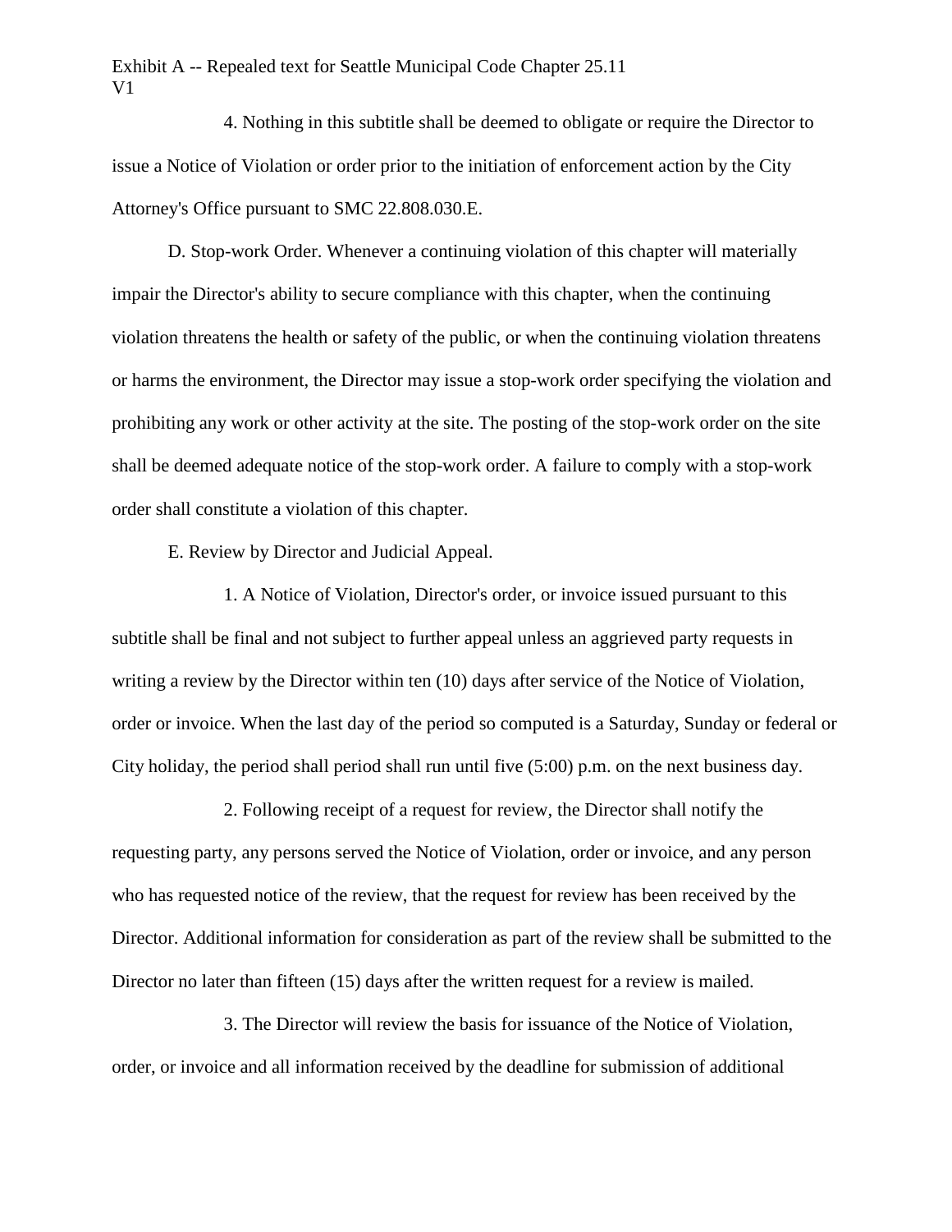4. Nothing in this subtitle shall be deemed to obligate or require the Director to issue a Notice of Violation or order prior to the initiation of enforcement action by the City Attorney's Office pursuant to SMC 22.808.030.E.

D. Stop-work Order. Whenever a continuing violation of this chapter will materially impair the Director's ability to secure compliance with this chapter, when the continuing violation threatens the health or safety of the public, or when the continuing violation threatens or harms the environment, the Director may issue a stop-work order specifying the violation and prohibiting any work or other activity at the site. The posting of the stop-work order on the site shall be deemed adequate notice of the stop-work order. A failure to comply with a stop-work order shall constitute a violation of this chapter.

E. Review by Director and Judicial Appeal.

1. A Notice of Violation, Director's order, or invoice issued pursuant to this subtitle shall be final and not subject to further appeal unless an aggrieved party requests in writing a review by the Director within ten (10) days after service of the Notice of Violation, order or invoice. When the last day of the period so computed is a Saturday, Sunday or federal or City holiday, the period shall period shall run until five (5:00) p.m. on the next business day.

2. Following receipt of a request for review, the Director shall notify the requesting party, any persons served the Notice of Violation, order or invoice, and any person who has requested notice of the review, that the request for review has been received by the Director. Additional information for consideration as part of the review shall be submitted to the Director no later than fifteen (15) days after the written request for a review is mailed.

3. The Director will review the basis for issuance of the Notice of Violation, order, or invoice and all information received by the deadline for submission of additional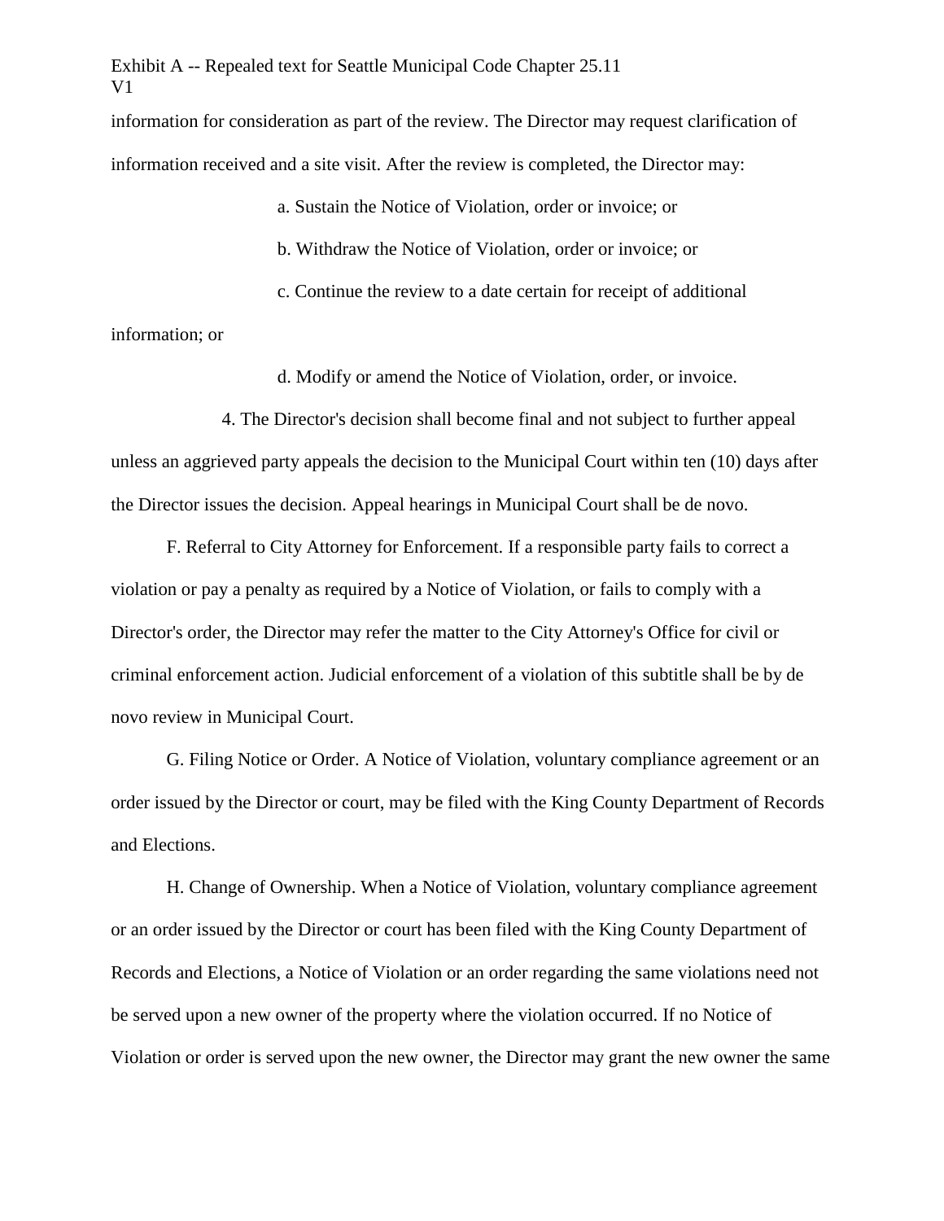information for consideration as part of the review. The Director may request clarification of information received and a site visit. After the review is completed, the Director may:

a. Sustain the Notice of Violation, order or invoice; or

b. Withdraw the Notice of Violation, order or invoice; or

c. Continue the review to a date certain for receipt of additional information; or

d. Modify or amend the Notice of Violation, order, or invoice.

4. The Director's decision shall become final and not subject to further appeal unless an aggrieved party appeals the decision to the Municipal Court within ten (10) days after the Director issues the decision. Appeal hearings in Municipal Court shall be de novo.

F. Referral to City Attorney for Enforcement. If a responsible party fails to correct a violation or pay a penalty as required by a Notice of Violation, or fails to comply with a Director's order, the Director may refer the matter to the City Attorney's Office for civil or criminal enforcement action. Judicial enforcement of a violation of this subtitle shall be by de novo review in Municipal Court.

G. Filing Notice or Order. A Notice of Violation, voluntary compliance agreement or an order issued by the Director or court, may be filed with the King County Department of Records and Elections.

H. Change of Ownership. When a Notice of Violation, voluntary compliance agreement or an order issued by the Director or court has been filed with the King County Department of Records and Elections, a Notice of Violation or an order regarding the same violations need not be served upon a new owner of the property where the violation occurred. If no Notice of Violation or order is served upon the new owner, the Director may grant the new owner the same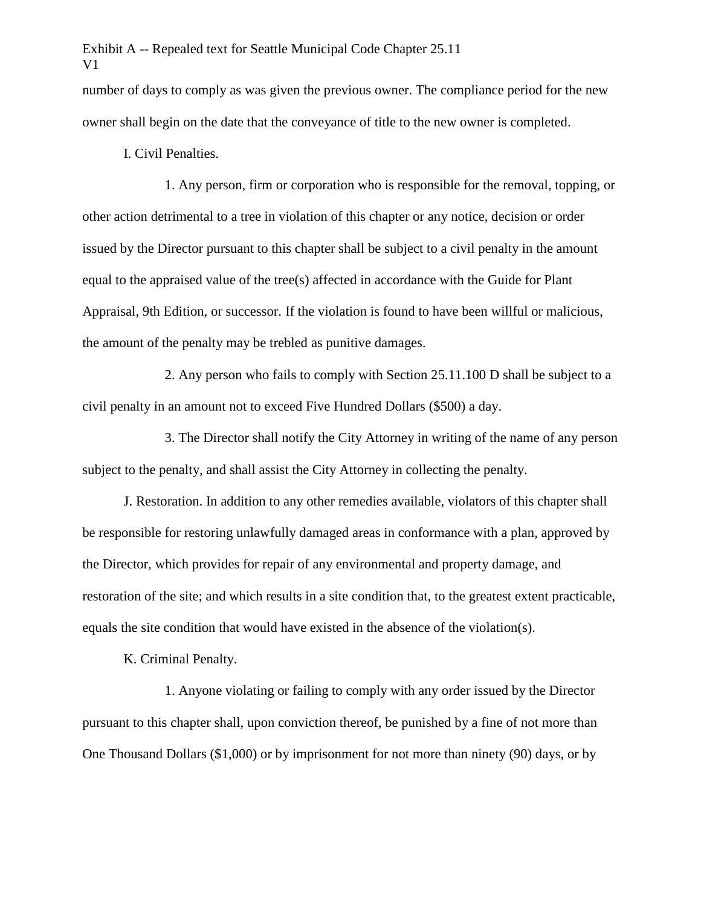number of days to comply as was given the previous owner. The compliance period for the new owner shall begin on the date that the conveyance of title to the new owner is completed.

I. Civil Penalties.

1. Any person, firm or corporation who is responsible for the removal, topping, or other action detrimental to a tree in violation of this chapter or any notice, decision or order issued by the Director pursuant to this chapter shall be subject to a civil penalty in the amount equal to the appraised value of the tree(s) affected in accordance with the Guide for Plant Appraisal, 9th Edition, or successor. If the violation is found to have been willful or malicious, the amount of the penalty may be trebled as punitive damages.

2. Any person who fails to comply with Section 25.11.100 D shall be subject to a civil penalty in an amount not to exceed Five Hundred Dollars ($500) a day.

3. The Director shall notify the City Attorney in writing of the name of any person subject to the penalty, and shall assist the City Attorney in collecting the penalty.

J. Restoration. In addition to any other remedies available, violators of this chapter shall be responsible for restoring unlawfully damaged areas in conformance with a plan, approved by the Director, which provides for repair of any environmental and property damage, and restoration of the site; and which results in a site condition that, to the greatest extent practicable, equals the site condition that would have existed in the absence of the violation(s).

K. Criminal Penalty.

1. Anyone violating or failing to comply with any order issued by the Director pursuant to this chapter shall, upon conviction thereof, be punished by a fine of not more than One Thousand Dollars ($1,000) or by imprisonment for not more than ninety (90) days, or by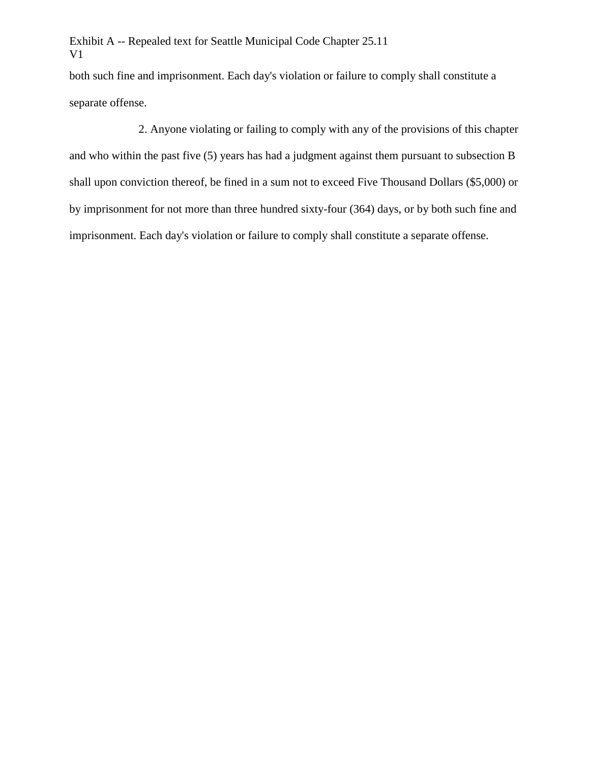both such fine and imprisonment. Each day's violation or failure to comply shall constitute a separate offense.

2. Anyone violating or failing to comply with any of the provisions of this chapter and who within the past five (5) years has had a judgment against them pursuant to subsection B shall upon conviction thereof, be fined in a sum not to exceed Five Thousand Dollars ($5,000) or by imprisonment for not more than three hundred sixty-four (364) days, or by both such fine and imprisonment. Each day's violation or failure to comply shall constitute a separate offense.